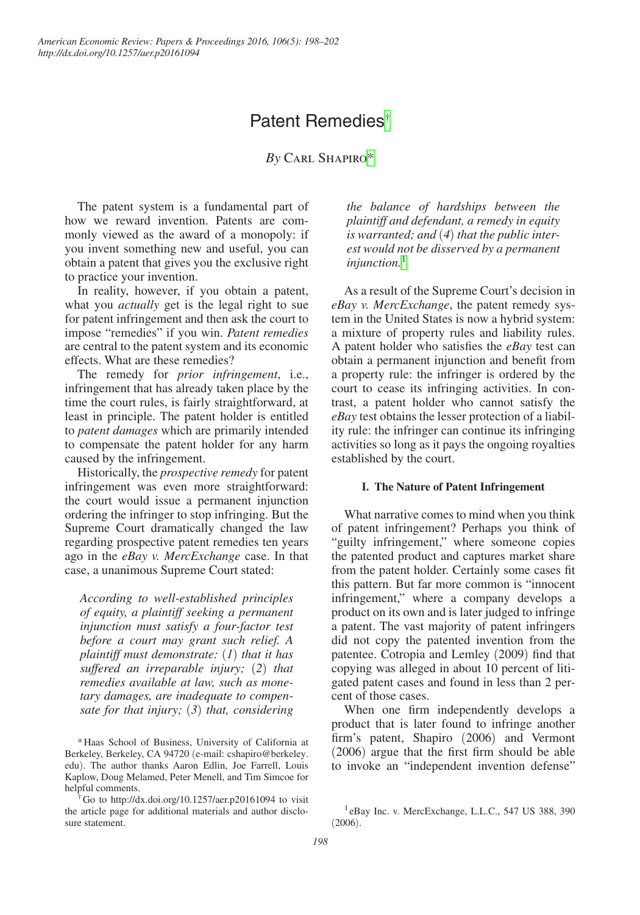# Patent Remedies[†]

*By* Carl Shapiro[*]

The patent system is a fundamental part of how we reward invention. Patents are commonly viewed as the award of a monopoly: if you invent something new and useful, you can obtain a patent that gives you the exclusive right to practice your invention.

In reality, however, if you obtain a patent, what you *actually* get is the legal right to sue for patent infringement and then ask the court to impose "remedies" if you win. *Patent remedies* are central to the patent system and its economic effects. What are these remedies?

The remedy for *prior infringement*, i.e., infringement that has already taken place by the time the court rules, is fairly straightforward, at least in principle. The patent holder is entitled to *patent damages* which are primarily intended to compensate the patent holder for any harm caused by the infringement.

Historically, the *prospective remedy* for patent infringement was even more straightforward: the court would issue a permanent injunction ordering the infringer to stop infringing. But the Supreme Court dramatically changed the law regarding prospective patent remedies ten years ago in the *eBay v. MercExchange* case. In that case, a unanimous Supreme Court stated:

> *According to well-established principles of equity, a plaintiff seeking a permanent injunction must satisfy a four-factor test before a court may grant such relief. A plaintiff must demonstrate: (1) that it has suffered an irreparable injury; (2) that remedies available at law, such as monetary damages, are inadequate to compensate for that injury; (3) that, considering the balance of hardships between the plaintiff and defendant, a remedy in equity is warranted; and (4) that the public interest would not be disserved by a permanent injunction.*[1]

As a result of the Supreme Court's decision in *eBay v. MercExchange*, the patent remedy system in the United States is now a hybrid system: a mixture of property rules and liability rules. A patent holder who satisfies the *eBay* test can obtain a permanent injunction and benefit from a property rule: the infringer is ordered by the court to cease its infringing activities. In contrast, a patent holder who cannot satisfy the *eBay* test obtains the lesser protection of a liability rule: the infringer can continue its infringing activities so long as it pays the ongoing royalties established by the court.

## I. The Nature of Patent Infringement

What narrative comes to mind when you think of patent infringement? Perhaps you think of "guilty infringement," where someone copies the patented product and captures market share from the patent holder. Certainly some cases fit this pattern. But far more common is "innocent infringement," where a company develops a product on its own and is later judged to infringe a patent. The vast majority of patent infringers did not copy the patented invention from the patentee. Cotropia and Lemley (2009) find that copying was alleged in about 10 percent of litigated patent cases and found in less than 2 percent of those cases.

When one firm independently develops a product that is later found to infringe another firm's patent, Shapiro (2006) and Vermont (2006) argue that the first firm should be able to invoke an "independent invention defense"

[*] Haas School of Business, University of California at Berkeley, Berkeley, CA 94720 (e-mail: cshapiro@berkeley.edu). The author thanks Aaron Edlin, Joe Farrell, Louis Kaplow, Doug Melamed, Peter Menell, and Tim Simcoe for helpful comments.

[†] Go to http://dx.doi.org/10.1257/aer.p20161094 to visit the article page for additional materials and author disclosure statement.

[1] eBay Inc. v. MercExchange, L.L.C., 547 US 388, 390 (2006).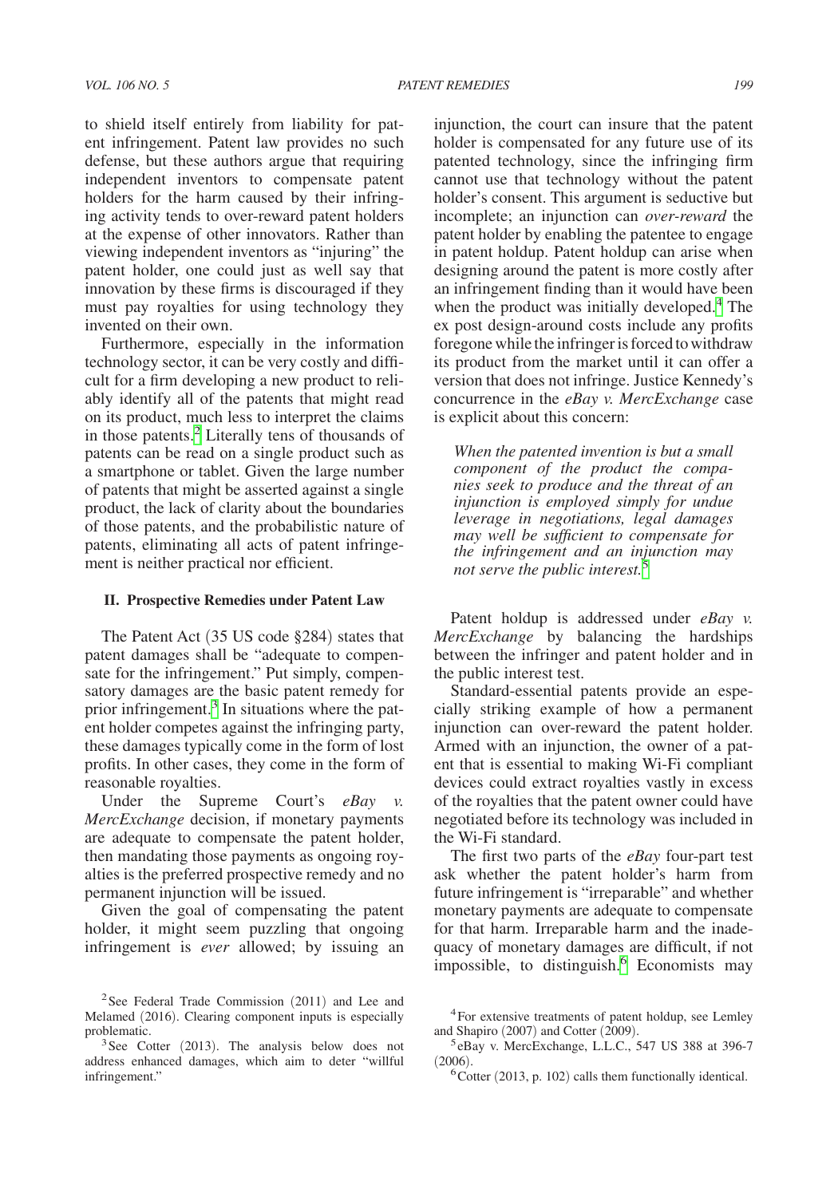to shield itself entirely from liability for patent infringement. Patent law provides no such defense, but these authors argue that requiring independent inventors to compensate patent holders for the harm caused by their infringing activity tends to over-reward patent holders at the expense of other innovators. Rather than viewing independent inventors as "injuring" the patent holder, one could just as well say that innovation by these firms is discouraged if they must pay royalties for using technology they invented on their own.

Furthermore, especially in the information technology sector, it can be very costly and difficult for a firm developing a new product to reliably identify all of the patents that might read on its product, much less to interpret the claims in those patents.[2] Literally tens of thousands of patents can be read on a single product such as a smartphone or tablet. Given the large number of patents that might be asserted against a single product, the lack of clarity about the boundaries of those patents, and the probabilistic nature of patents, eliminating all acts of patent infringement is neither practical nor efficient.

## II. Prospective Remedies under Patent Law

The Patent Act (35 US code §284) states that patent damages shall be "adequate to compensate for the infringement." Put simply, compensatory damages are the basic patent remedy for prior infringement.[3] In situations where the patent holder competes against the infringing party, these damages typically come in the form of lost profits. In other cases, they come in the form of reasonable royalties.

Under the Supreme Court's *eBay v. MercExchange* decision, if monetary payments are adequate to compensate the patent holder, then mandating those payments as ongoing royalties is the preferred prospective remedy and no permanent injunction will be issued.

Given the goal of compensating the patent holder, it might seem puzzling that ongoing infringement is *ever* allowed; by issuing an injunction, the court can insure that the patent holder is compensated for any future use of its patented technology, since the infringing firm cannot use that technology without the patent holder's consent. This argument is seductive but incomplete; an injunction can *over-reward* the patent holder by enabling the patentee to engage in patent holdup. Patent holdup can arise when designing around the patent is more costly after an infringement finding than it would have been when the product was initially developed.[4] The ex post design-around costs include any profits foregone while the infringer is forced to withdraw its product from the market until it can offer a version that does not infringe. Justice Kennedy's concurrence in the *eBay v. MercExchange* case is explicit about this concern:

> *When the patented invention is but a small component of the product the companies seek to produce and the threat of an injunction is employed simply for undue leverage in negotiations, legal damages may well be sufficient to compensate for the infringement and an injunction may not serve the public interest.*[5]

Patent holdup is addressed under *eBay v. MercExchange* by balancing the hardships between the infringer and patent holder and in the public interest test.

Standard-essential patents provide an especially striking example of how a permanent injunction can over-reward the patent holder. Armed with an injunction, the owner of a patent that is essential to making Wi-Fi compliant devices could extract royalties vastly in excess of the royalties that the patent owner could have negotiated before its technology was included in the Wi-Fi standard.

The first two parts of the *eBay* four-part test ask whether the patent holder's harm from future infringement is "irreparable" and whether monetary payments are adequate to compensate for that harm. Irreparable harm and the inadequacy of monetary damages are difficult, if not impossible, to distinguish.[6] Economists may

---

[2] See Federal Trade Commission (2011) and Lee and Melamed (2016). Clearing component inputs is especially problematic.

[3] See Cotter (2013). The analysis below does not address enhanced damages, which aim to deter "willful infringement."

[4] For extensive treatments of patent holdup, see Lemley and Shapiro (2007) and Cotter (2009).

[5] eBay v. MercExchange, L.L.C., 547 US 388 at 396-7 (2006).

[6] Cotter (2013, p. 102) calls them functionally identical.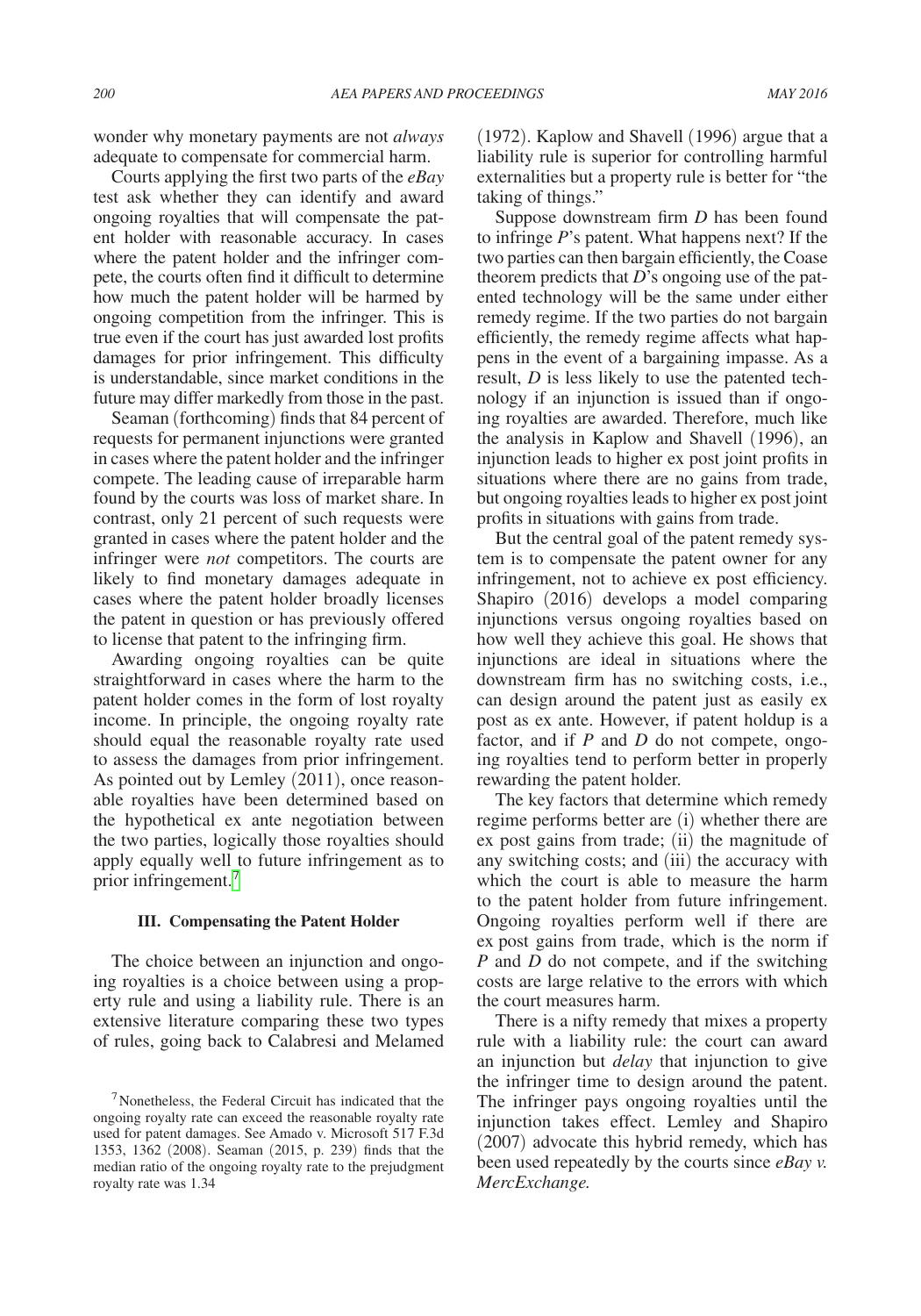wonder why monetary payments are not *always* adequate to compensate for commercial harm.

Courts applying the first two parts of the *eBay* test ask whether they can identify and award ongoing royalties that will compensate the patent holder with reasonable accuracy. In cases where the patent holder and the infringer compete, the courts often find it difficult to determine how much the patent holder will be harmed by ongoing competition from the infringer. This is true even if the court has just awarded lost profits damages for prior infringement. This difficulty is understandable, since market conditions in the future may differ markedly from those in the past.

Seaman (forthcoming) finds that 84 percent of requests for permanent injunctions were granted in cases where the patent holder and the infringer compete. The leading cause of irreparable harm found by the courts was loss of market share. In contrast, only 21 percent of such requests were granted in cases where the patent holder and the infringer were *not* competitors. The courts are likely to find monetary damages adequate in cases where the patent holder broadly licenses the patent in question or has previously offered to license that patent to the infringing firm.

Awarding ongoing royalties can be quite straightforward in cases where the harm to the patent holder comes in the form of lost royalty income. In principle, the ongoing royalty rate should equal the reasonable royalty rate used to assess the damages from prior infringement. As pointed out by Lemley (2011), once reasonable royalties have been determined based on the hypothetical ex ante negotiation between the two parties, logically those royalties should apply equally well to future infringement as to prior infringement.[7]

### III. Compensating the Patent Holder

The choice between an injunction and ongoing royalties is a choice between using a property rule and using a liability rule. There is an extensive literature comparing these two types of rules, going back to Calabresi and Melamed (1972). Kaplow and Shavell (1996) argue that a liability rule is superior for controlling harmful externalities but a property rule is better for "the taking of things."

Suppose downstream firm *D* has been found to infringe *P*'s patent. What happens next? If the two parties can then bargain efficiently, the Coase theorem predicts that *D*'s ongoing use of the patented technology will be the same under either remedy regime. If the two parties do not bargain efficiently, the remedy regime affects what happens in the event of a bargaining impasse. As a result, *D* is less likely to use the patented technology if an injunction is issued than if ongoing royalties are awarded. Therefore, much like the analysis in Kaplow and Shavell (1996), an injunction leads to higher ex post joint profits in situations where there are no gains from trade, but ongoing royalties leads to higher ex post joint profits in situations with gains from trade.

But the central goal of the patent remedy system is to compensate the patent owner for any infringement, not to achieve ex post efficiency. Shapiro (2016) develops a model comparing injunctions versus ongoing royalties based on how well they achieve this goal. He shows that injunctions are ideal in situations where the downstream firm has no switching costs, i.e., can design around the patent just as easily ex post as ex ante. However, if patent holdup is a factor, and if *P* and *D* do not compete, ongoing royalties tend to perform better in properly rewarding the patent holder.

The key factors that determine which remedy regime performs better are (i) whether there are ex post gains from trade; (ii) the magnitude of any switching costs; and (iii) the accuracy with which the court is able to measure the harm to the patent holder from future infringement. Ongoing royalties perform well if there are ex post gains from trade, which is the norm if *P* and *D* do not compete, and if the switching costs are large relative to the errors with which the court measures harm.

There is a nifty remedy that mixes a property rule with a liability rule: the court can award an injunction but *delay* that injunction to give the infringer time to design around the patent. The infringer pays ongoing royalties until the injunction takes effect. Lemley and Shapiro (2007) advocate this hybrid remedy, which has been used repeatedly by the courts since *eBay v. MercExchange.*

[7] Nonetheless, the Federal Circuit has indicated that the ongoing royalty rate can exceed the reasonable royalty rate used for patent damages. See Amado v. Microsoft 517 F.3d 1353, 1362 (2008). Seaman (2015, p. 239) finds that the median ratio of the ongoing royalty rate to the prejudgment royalty rate was 1.34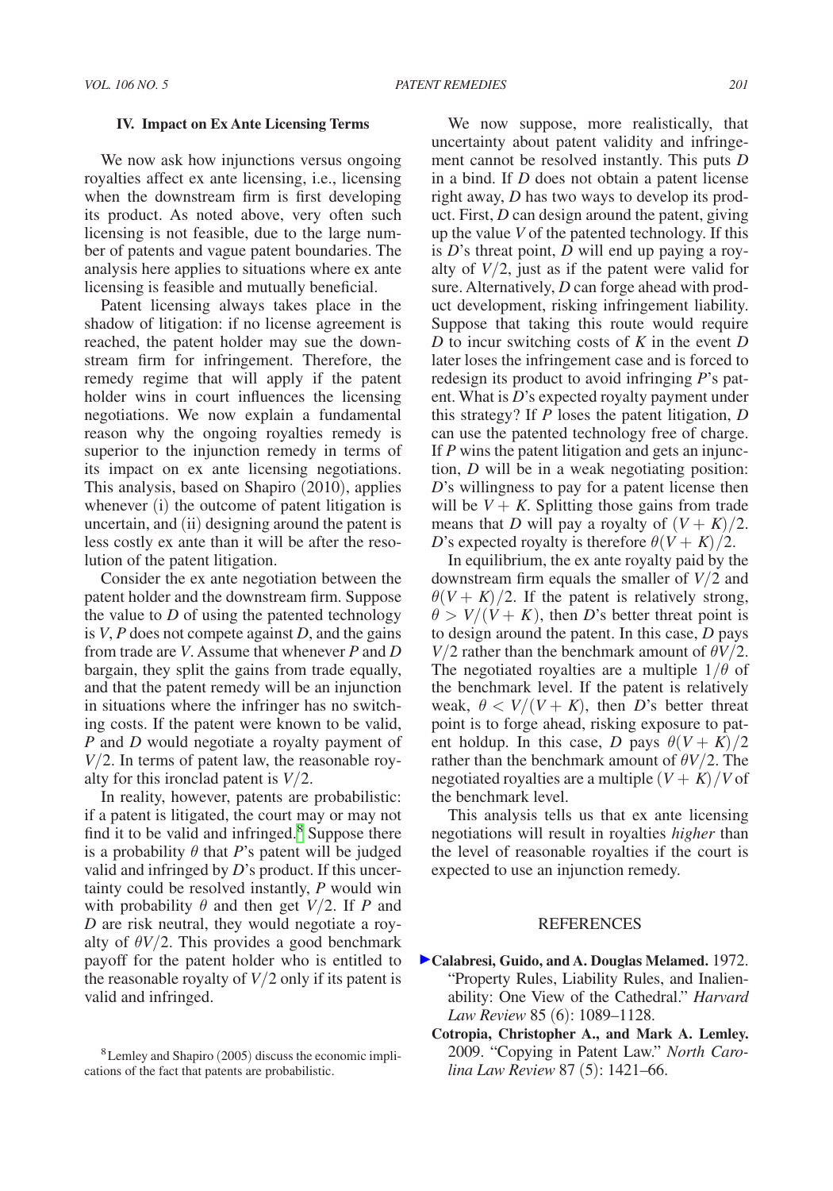## IV. Impact on Ex Ante Licensing Terms

We now ask how injunctions versus ongoing royalties affect ex ante licensing, i.e., licensing when the downstream firm is first developing its product. As noted above, very often such licensing is not feasible, due to the large number of patents and vague patent boundaries. The analysis here applies to situations where ex ante licensing is feasible and mutually beneficial.

Patent licensing always takes place in the shadow of litigation: if no license agreement is reached, the patent holder may sue the downstream firm for infringement. Therefore, the remedy regime that will apply if the patent holder wins in court influences the licensing negotiations. We now explain a fundamental reason why the ongoing royalties remedy is superior to the injunction remedy in terms of its impact on ex ante licensing negotiations. This analysis, based on Shapiro (2010), applies whenever (i) the outcome of patent litigation is uncertain, and (ii) designing around the patent is less costly ex ante than it will be after the resolution of the patent litigation.

Consider the ex ante negotiation between the patent holder and the downstream firm. Suppose the value to $D$ of using the patented technology is $V$, $P$ does not compete against $D$, and the gains from trade are $V$. Assume that whenever $P$ and $D$ bargain, they split the gains from trade equally, and that the patent remedy will be an injunction in situations where the infringer has no switching costs. If the patent were known to be valid, $P$ and $D$ would negotiate a royalty payment of $V/2$. In terms of patent law, the reasonable royalty for this ironclad patent is $V/2$.

In reality, however, patents are probabilistic: if a patent is litigated, the court may or may not find it to be valid and infringed.[8] Suppose there is a probability $\theta$ that $P$'s patent will be judged valid and infringed by $D$'s product. If this uncertainty could be resolved instantly, $P$ would win with probability $\theta$ and then get $V/2$. If $P$ and $D$ are risk neutral, they would negotiate a royalty of $\theta V/2$. This provides a good benchmark payoff for the patent holder who is entitled to the reasonable royalty of $V/2$ only if its patent is valid and infringed.

We now suppose, more realistically, that uncertainty about patent validity and infringement cannot be resolved instantly. This puts $D$ in a bind. If $D$ does not obtain a patent license right away, $D$ has two ways to develop its product. First, $D$ can design around the patent, giving up the value $V$ of the patented technology. If this is $D$'s threat point, $D$ will end up paying a royalty of $V/2$, just as if the patent were valid for sure. Alternatively, $D$ can forge ahead with product development, risking infringement liability. Suppose that taking this route would require $D$ to incur switching costs of $K$ in the event $D$ later loses the infringement case and is forced to redesign its product to avoid infringing $P$'s patent. What is $D$'s expected royalty payment under this strategy? If $P$ loses the patent litigation, $D$ can use the patented technology free of charge. If $P$ wins the patent litigation and gets an injunction, $D$ will be in a weak negotiating position: $D$'s willingness to pay for a patent license then will be $V + K$. Splitting those gains from trade means that $D$ will pay a royalty of $(V + K)/2$. $D$'s expected royalty is therefore $\theta(V + K)/2$.

In equilibrium, the ex ante royalty paid by the downstream firm equals the smaller of $V/2$ and $\theta(V + K)/2$. If the patent is relatively strong, $\theta > V/(V + K)$, then $D$'s better threat point is to design around the patent. In this case, $D$ pays $V/2$ rather than the benchmark amount of $\theta V/2$. The negotiated royalties are a multiple $1/\theta$ of the benchmark level. If the patent is relatively weak, $\theta < V/(V + K)$, then $D$'s better threat point is to forge ahead, risking exposure to patent holdup. In this case, $D$ pays $\theta(V + K)/2$ rather than the benchmark amount of $\theta V/2$. The negotiated royalties are a multiple $(V + K)/V$ of the benchmark level.

This analysis tells us that ex ante licensing negotiations will result in royalties *higher* than the level of reasonable royalties if the court is expected to use an injunction remedy.

[8] Lemley and Shapiro (2005) discuss the economic implications of the fact that patents are probabilistic.

## REFERENCES

**Calabresi, Guido, and A. Douglas Melamed.** 1972. "Property Rules, Liability Rules, and Inalienability: One View of the Cathedral." *Harvard Law Review* 85 (6): 1089–1128.

**Cotropia, Christopher A., and Mark A. Lemley.** 2009. "Copying in Patent Law." *North Carolina Law Review* 87 (5): 1421–66.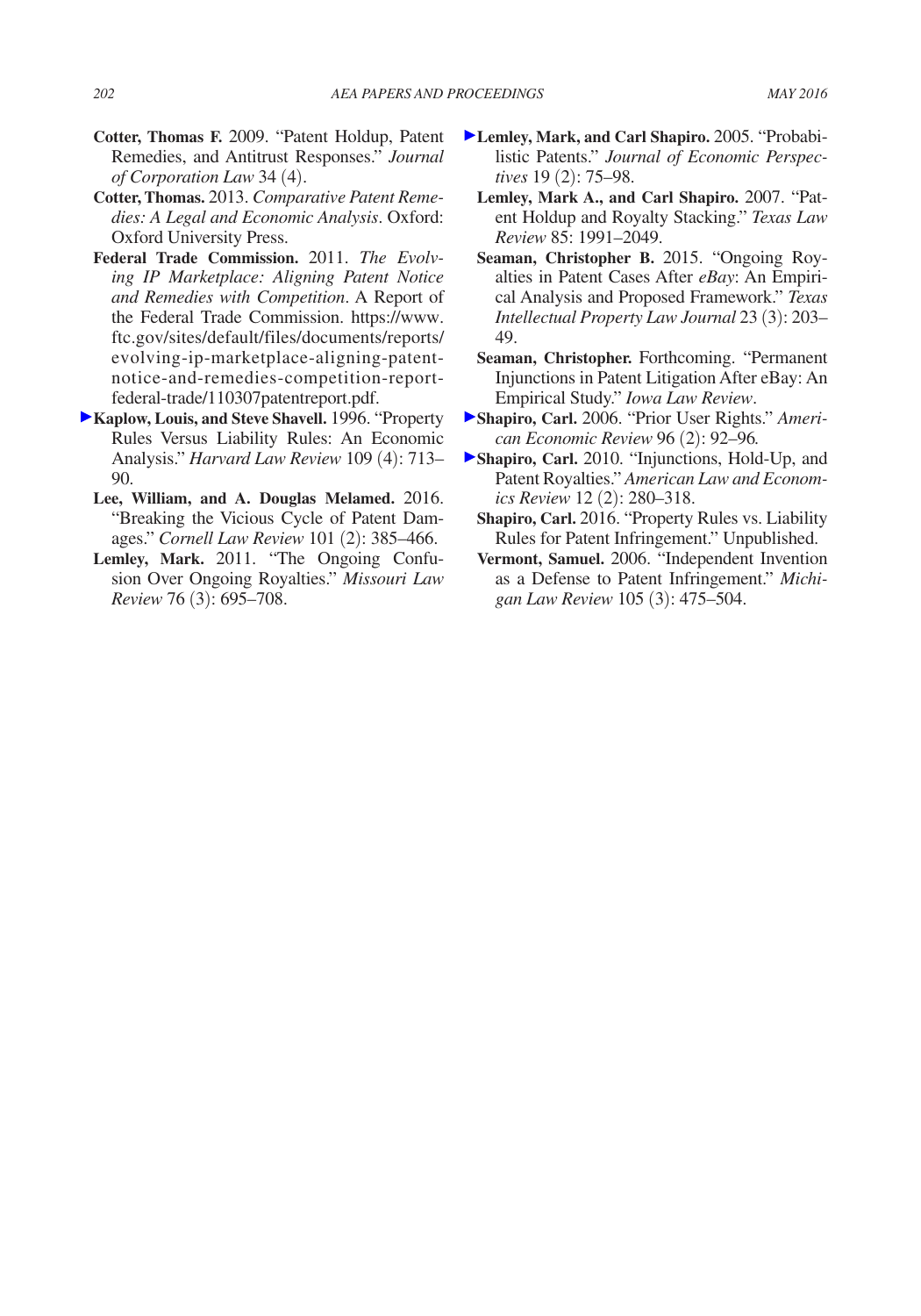**Cotter, Thomas F.** 2009. "Patent Holdup, Patent Remedies, and Antitrust Responses." *Journal of Corporation Law* 34 (4).

**Cotter, Thomas.** 2013. *Comparative Patent Remedies: A Legal and Economic Analysis*. Oxford: Oxford University Press.

**Federal Trade Commission.** 2011. *The Evolving IP Marketplace: Aligning Patent Notice and Remedies with Competition*. A Report of the Federal Trade Commission. https://www.ftc.gov/sites/default/files/documents/reports/evolving-ip-marketplace-aligning-patent-notice-and-remedies-competition-report-federal-trade/110307patentreport.pdf.

**Kaplow, Louis, and Steve Shavell.** 1996. "Property Rules Versus Liability Rules: An Economic Analysis." *Harvard Law Review* 109 (4): 713–90.

**Lee, William, and A. Douglas Melamed.** 2016. "Breaking the Vicious Cycle of Patent Damages." *Cornell Law Review* 101 (2): 385–466.

**Lemley, Mark.** 2011. "The Ongoing Confusion Over Ongoing Royalties." *Missouri Law Review* 76 (3): 695–708.

**Lemley, Mark, and Carl Shapiro.** 2005. "Probabilistic Patents." *Journal of Economic Perspectives* 19 (2): 75–98.

**Lemley, Mark A., and Carl Shapiro.** 2007. "Patent Holdup and Royalty Stacking." *Texas Law Review* 85: 1991–2049.

**Seaman, Christopher B.** 2015. "Ongoing Royalties in Patent Cases After *eBay*: An Empirical Analysis and Proposed Framework." *Texas Intellectual Property Law Journal* 23 (3): 203–49.

**Seaman, Christopher.** Forthcoming. "Permanent Injunctions in Patent Litigation After eBay: An Empirical Study." *Iowa Law Review*.

**Shapiro, Carl.** 2006. "Prior User Rights." *American Economic Review* 96 (2): 92–96.

**Shapiro, Carl.** 2010. "Injunctions, Hold-Up, and Patent Royalties." *American Law and Economics Review* 12 (2): 280–318.

**Shapiro, Carl.** 2016. "Property Rules vs. Liability Rules for Patent Infringement." Unpublished.

**Vermont, Samuel.** 2006. "Independent Invention as a Defense to Patent Infringement." *Michigan Law Review* 105 (3): 475–504.